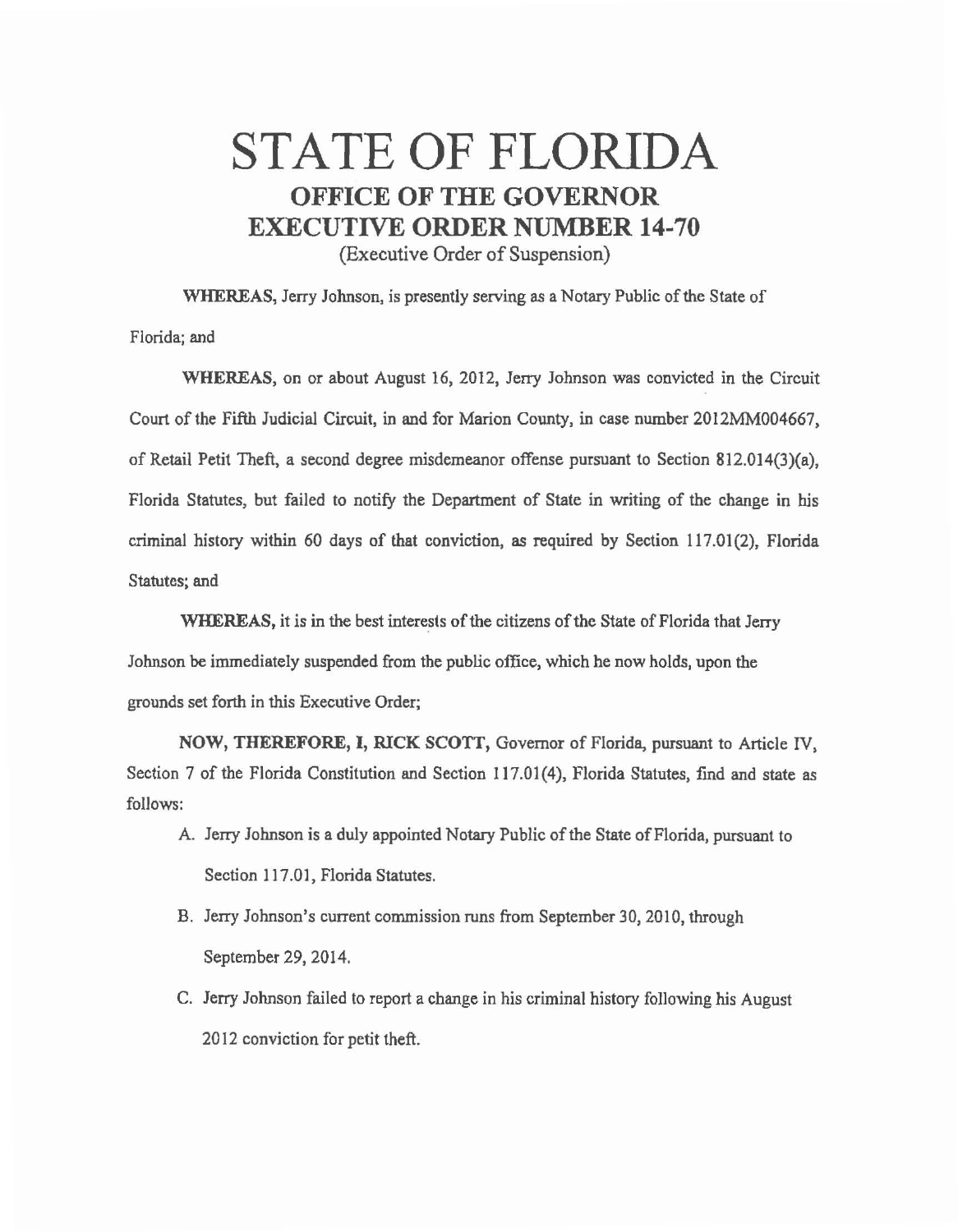# STATE OF FLORIDA

## OFFICE OF THE GOVERNOR

## EXECUTIVE ORDER NUMBER 14-70

(Executive Order of Suspension)

**WHEREAS,** Jerry Johnson, is presently serving as a Notary Public of the State of Florida; and

**WHEREAS,** on or about August 16, 2012, Jerry Johnson was convicted in the Circuit Court of the Fifth Judicial Circuit, in and for Marion County, in case number 2012MM004667, of Retail Petit Theft, a second degree misdemeanor offense pursuant to Section 812.014(3)(a), Florida Statutes, but failed to notify the Department of State in writing of the change in his criminal history within 60 days of that conviction, as required by Section 117.01(2), Florida Statutes; and

**WHEREAS,** it is in the best interests of the citizens of the State of Florida that Jerry Johnson be immediately suspended from the public office, which he now holds, upon the grounds set forth in this Executive Order;

**NOW, THEREFORE, I, RICK SCOTT,** Governor of Florida, pursuant to Article IV, Section 7 of the Florida Constitution and Section 117.01(4), Florida Statutes, find and state as follows:

A. Jerry Johnson is a duly appointed Notary Public of the State of Florida, pursuant to Section 117.01, Florida Statutes.

B. Jerry Johnson's current commission runs from September 30, 2010, through September 29, 2014.

C. Jerry Johnson failed to report a change in his criminal history following his August 2012 conviction for petit theft.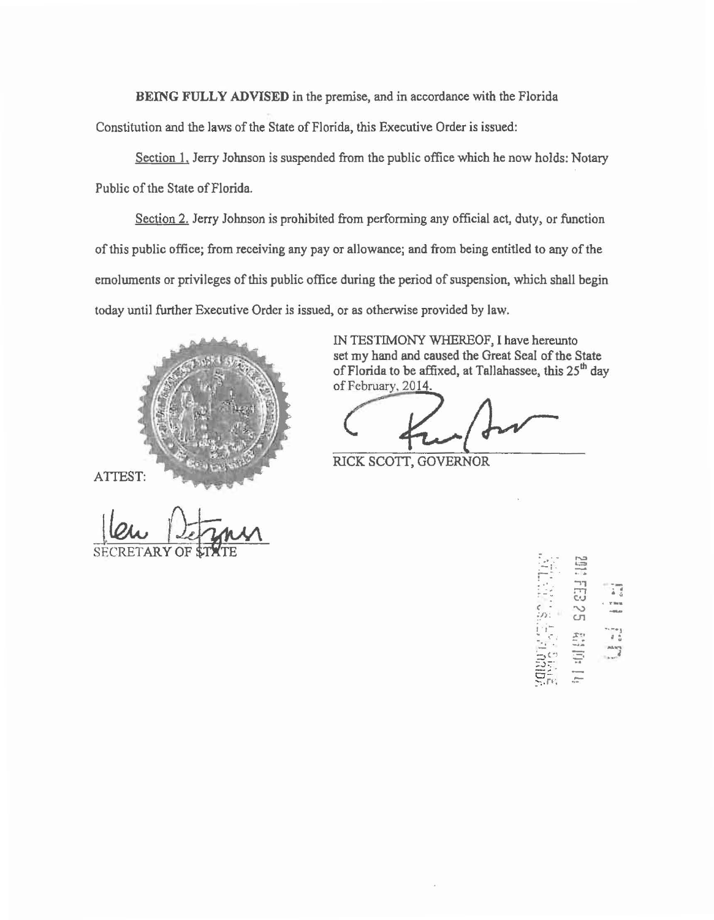**BEING FULLY ADVISED** in the premise, and in accordance with the Florida Constitution and the laws of the State of Florida, this Executive Order is issued:

Section 1. Jerry Johnson is suspended from the public office which he now holds: Notary Public of the State of Florida.

Section 2. Jerry Johnson is prohibited from performing any official act, duty, or function of this public office; from receiving any pay or allowance; and from being entitled to any of the emoluments or privileges of this public office during the period of suspension, which shall begin today until further Executive Order is issued, or as otherwise provided by law.

IN TESTIMONY WHEREOF, I have hereunto set my hand and caused the Great Seal of the State of Florida to be affixed, at Tallahassee, this 25th day of February, 2014.

RICK SCOTT, GOVERNOR

ATTEST:

SECRETARY OF STATE

FILED

2014 FEB 25 AM 10:14